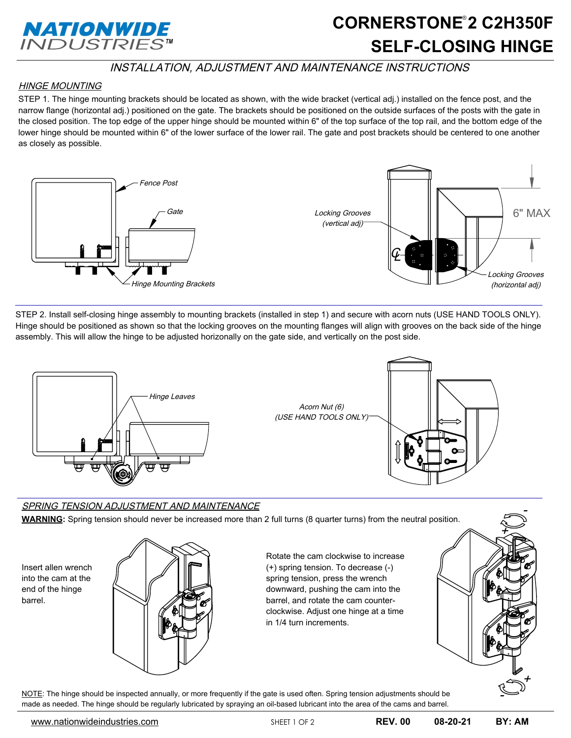# NATIONWIDE INDUSTRIES™

# CORNERSTONE® 2 C2H350F SELF-CLOSING HINGE

## *INSTALLATION, ADJUSTMENT AND MAINTENANCE INSTRUCTIONS*

### *HINGE MOUNTING*

STEP 1. The hinge mounting brackets should be located as shown, with the wide bracket (vertical adj.) installed on the fence post, and the narrow flange (horizontal adj.) positioned on the gate. The brackets should be positioned on the outside surfaces of the posts with the gate in the closed position. The top edge of the upper hinge should be mounted within 6" of the top surface of the top rail, and the bottom edge of the lower hinge should be mounted within 6" of the lower surface of the lower rail. The gate and post brackets should be centered to one another as closely as possible.

*Fence Post*

*Gate*

*Hinge Mounting Brackets*

*Locking Grooves (vertical adj)*

*Locking Grooves (horizontal adj)*

6" MAX

STEP 2. Install self-closing hinge assembly to mounting brackets (installed in step 1) and secure with acorn nuts (USE HAND TOOLS ONLY). Hinge should be positioned as shown so that the locking grooves on the mounting flanges will align with grooves on the back side of the hinge assembly. This will allow the hinge to be adjusted horizontally on the gate side, and vertically on the post side.

*Hinge Leaves*

*Acorn Nut (6) (USE HAND TOOLS ONLY)*

### *SPRING TENSION ADJUSTMENT AND MAINTENANCE*

**WARNING:** Spring tension should never be increased more than 2 full turns (8 quarter turns) from the neutral position.

Insert allen wrench into the cam at the end of the hinge barrel.

Rotate the cam clockwise to increase (+) spring tension. To decrease (-) spring tension, press the wrench downward, pushing the cam into the barrel, and rotate the cam counter-clockwise. Adjust one hinge at a time in 1/4 turn increments.

NOTE: The hinge should be inspected annually, or more frequently if the gate is used often. Spring tension adjustments should be made as needed. The hinge should be regularly lubricated by spraying an oil-based lubricant into the area of the cams and barrel.

www.nationwideindustries.com REV. 00 08-20-21 BY: AM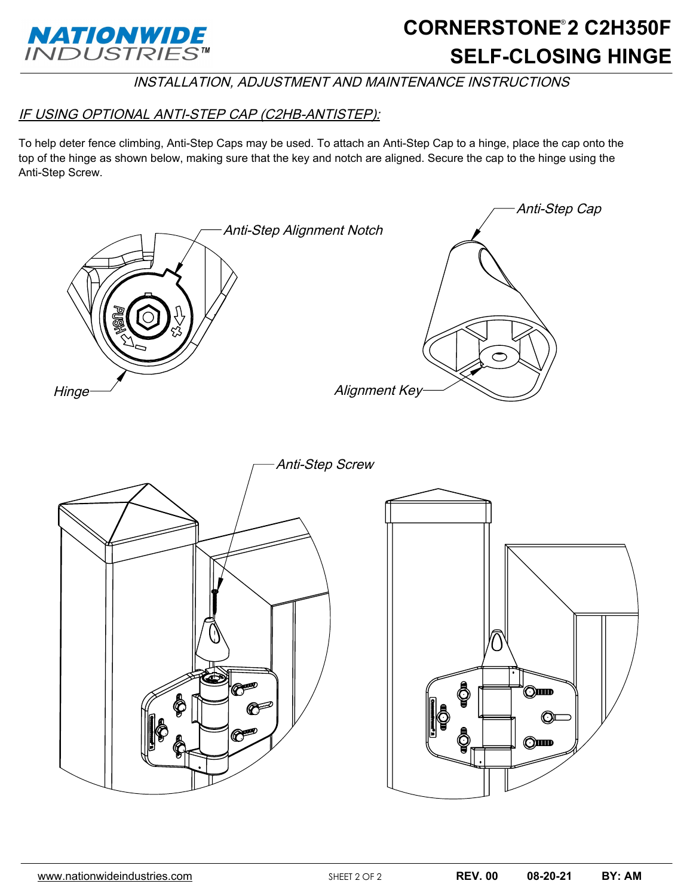# CORNERSTONE® 2 C2H350F SELF-CLOSING HINGE

*INSTALLATION, ADJUSTMENT AND MAINTENANCE INSTRUCTIONS*

## *IF USING OPTIONAL ANTI-STEP CAP (C2HB-ANTISTEP):*

To help deter fence climbing, Anti-Step Caps may be used. To attach an Anti-Step Cap to a hinge, place the cap onto the top of the hinge as shown below, making sure that the key and notch are aligned. Secure the cap to the hinge using the Anti-Step Screw.

*Anti-Step Alignment Notch*

*Anti-Step Cap*

*Hinge*

*Alignment Key*

*Anti-Step Screw*